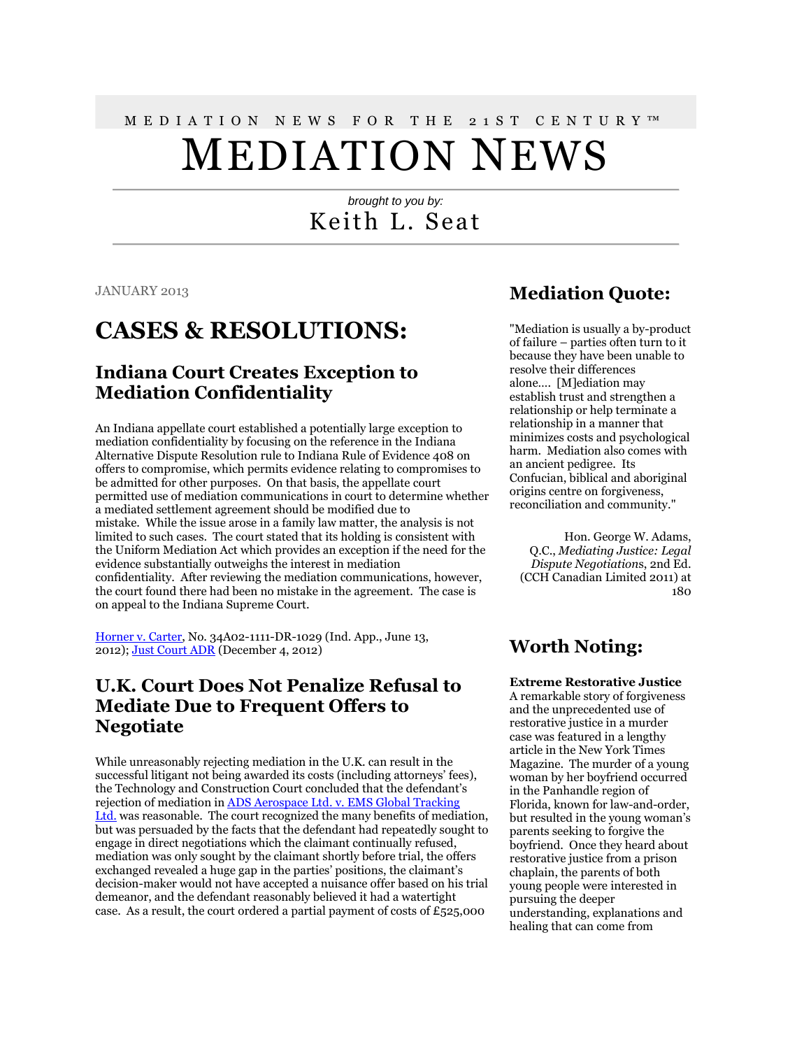MEDIATION NEWS FOR THE 21ST CENTURY™

# MEDIATION NEWS

*brought to you by:*

Keith L. Seat

JANUARY 2013

# CASES & RESOLUTIONS:

## Indiana Court Creates Exception to Mediation Confidentiality

An Indiana appellate court established a potentially large exception to mediation confidentiality by focusing on the reference in the Indiana Alternative Dispute Resolution rule to Indiana Rule of Evidence 408 on offers to compromise, which permits evidence relating to compromises to be admitted for other purposes. On that basis, the appellate court permitted use of mediation communications in court to determine whether a mediated settlement agreement should be modified due to mistake. While the issue arose in a family law matter, the analysis is not limited to such cases. The court stated that its holding is consistent with the Uniform Mediation Act which provides an exception if the need for the evidence substantially outweighs the interest in mediation confidentiality. After reviewing the mediation communications, however, the court found there had been no mistake in the agreement. The case is on appeal to the Indiana Supreme Court.

Horner v. Carter, No. 34A02-1111-DR-1029 (Ind. App., June 13, 2012); Just Court ADR (December 4, 2012)

## U.K. Court Does Not Penalize Refusal to Mediate Due to Frequent Offers to Negotiate

While unreasonably rejecting mediation in the U.K. can result in the successful litigant not being awarded its costs (including attorneys' fees), the Technology and Construction Court concluded that the defendant's rejection of mediation in ADS Aerospace Ltd. v. EMS Global Tracking Ltd. was reasonable. The court recognized the many benefits of mediation, but was persuaded by the facts that the defendant had repeatedly sought to engage in direct negotiations which the claimant continually refused, mediation was only sought by the claimant shortly before trial, the offers exchanged revealed a huge gap in the parties' positions, the claimant's decision-maker would not have accepted a nuisance offer based on his trial demeanor, and the defendant reasonably believed it had a watertight case. As a result, the court ordered a partial payment of costs of £525,000

## Mediation Quote:

"Mediation is usually a by-product of failure – parties often turn to it because they have been unable to resolve their differences alone.... [M]ediation may establish trust and strengthen a relationship or help terminate a relationship in a manner that minimizes costs and psychological harm. Mediation also comes with an ancient pedigree. Its Confucian, biblical and aboriginal origins centre on forgiveness, reconciliation and community."

Hon. George W. Adams, Q.C., *Mediating Justice: Legal Dispute Negotiations*, 2nd Ed. (CCH Canadian Limited 2011) at 180

## Worth Noting:

**Extreme Restorative Justice**
A remarkable story of forgiveness and the unprecedented use of restorative justice in a murder case was featured in a lengthy article in the New York Times Magazine. The murder of a young woman by her boyfriend occurred in the Panhandle region of Florida, known for law-and-order, but resulted in the young woman's parents seeking to forgive the boyfriend. Once they heard about restorative justice from a prison chaplain, the parents of both young people were interested in pursuing the deeper understanding, explanations and healing that can come from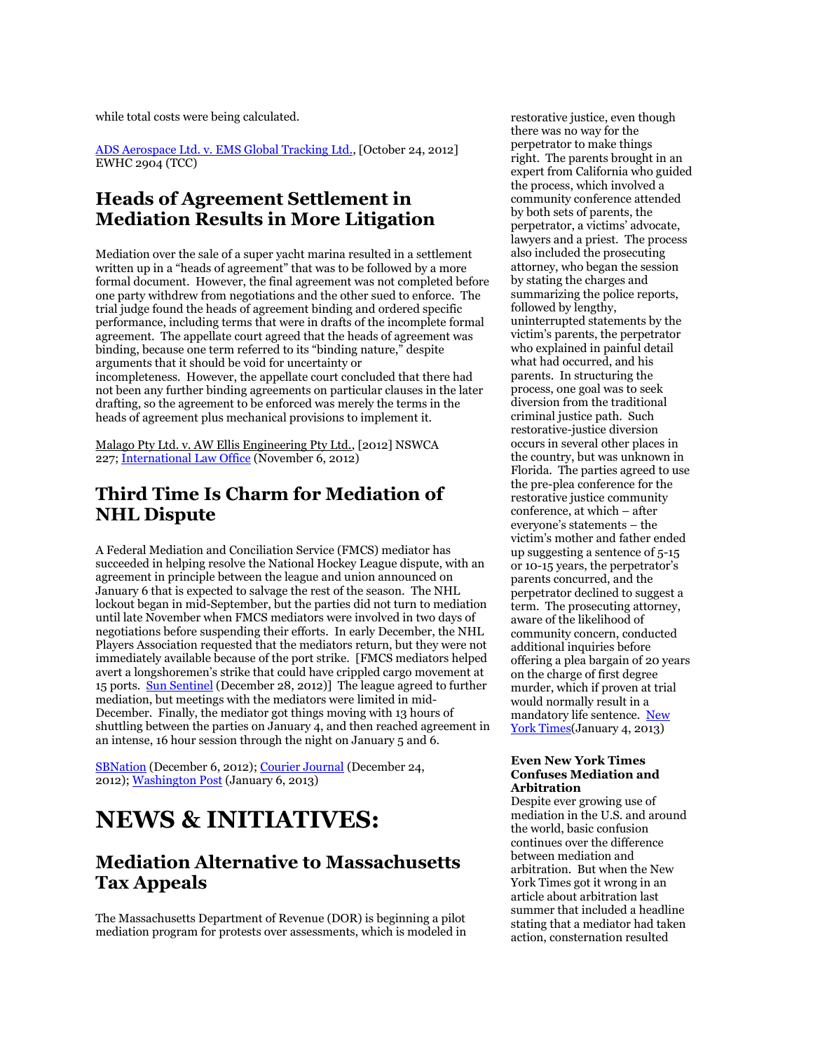while total costs were being calculated.

ADS Aerospace Ltd. v. EMS Global Tracking Ltd., [October 24, 2012] EWHC 2904 (TCC)

## Heads of Agreement Settlement in Mediation Results in More Litigation

Mediation over the sale of a super yacht marina resulted in a settlement written up in a "heads of agreement" that was to be followed by a more formal document. However, the final agreement was not completed before one party withdrew from negotiations and the other sued to enforce. The trial judge found the heads of agreement binding and ordered specific performance, including terms that were in drafts of the incomplete formal agreement. The appellate court agreed that the heads of agreement was binding, because one term referred to its "binding nature," despite arguments that it should be void for uncertainty or incompleteness. However, the appellate court concluded that there had not been any further binding agreements on particular clauses in the later drafting, so the agreement to be enforced was merely the terms in the heads of agreement plus mechanical provisions to implement it.

Malago Pty Ltd. v. AW Ellis Engineering Pty Ltd., [2012] NSWCA 227; International Law Office (November 6, 2012)

## Third Time Is Charm for Mediation of NHL Dispute

A Federal Mediation and Conciliation Service (FMCS) mediator has succeeded in helping resolve the National Hockey League dispute, with an agreement in principle between the league and union announced on January 6 that is expected to salvage the rest of the season. The NHL lockout began in mid-September, but the parties did not turn to mediation until late November when FMCS mediators were involved in two days of negotiations before suspending their efforts. In early December, the NHL Players Association requested that the mediators return, but they were not immediately available because of the port strike. [FMCS mediators helped avert a longshoremen's strike that could have crippled cargo movement at 15 ports. Sun Sentinel (December 28, 2012)] The league agreed to further mediation, but meetings with the mediators were limited in mid-December. Finally, the mediator got things moving with 13 hours of shuttling between the parties on January 4, and then reached agreement in an intense, 16 hour session through the night on January 5 and 6.

SBNation (December 6, 2012); Courier Journal (December 24, 2012); Washington Post (January 6, 2013)

# NEWS & INITIATIVES:

## Mediation Alternative to Massachusetts Tax Appeals

The Massachusetts Department of Revenue (DOR) is beginning a pilot mediation program for protests over assessments, which is modeled in

restorative justice, even though there was no way for the perpetrator to make things right. The parents brought in an expert from California who guided the process, which involved a community conference attended by both sets of parents, the perpetrator, a victims' advocate, lawyers and a priest. The process also included the prosecuting attorney, who began the session by stating the charges and summarizing the police reports, followed by lengthy, uninterrupted statements by the victim's parents, the perpetrator who explained in painful detail what had occurred, and his parents. In structuring the process, one goal was to seek diversion from the traditional criminal justice path. Such restorative-justice diversion occurs in several other places in the country, but was unknown in Florida. The parties agreed to use the pre-plea conference for the restorative justice community conference, at which – after everyone's statements – the victim's mother and father ended up suggesting a sentence of 5-15 or 10-15 years, the perpetrator's parents concurred, and the perpetrator declined to suggest a term. The prosecuting attorney, aware of the likelihood of community concern, conducted additional inquiries before offering a plea bargain of 20 years on the charge of first degree murder, which if proven at trial would normally result in a mandatory life sentence. New York Times(January 4, 2013)

### Even New York Times Confuses Mediation and Arbitration

Despite ever growing use of mediation in the U.S. and around the world, basic confusion continues over the difference between mediation and arbitration. But when the New York Times got it wrong in an article about arbitration last summer that included a headline stating that a mediator had taken action, consternation resulted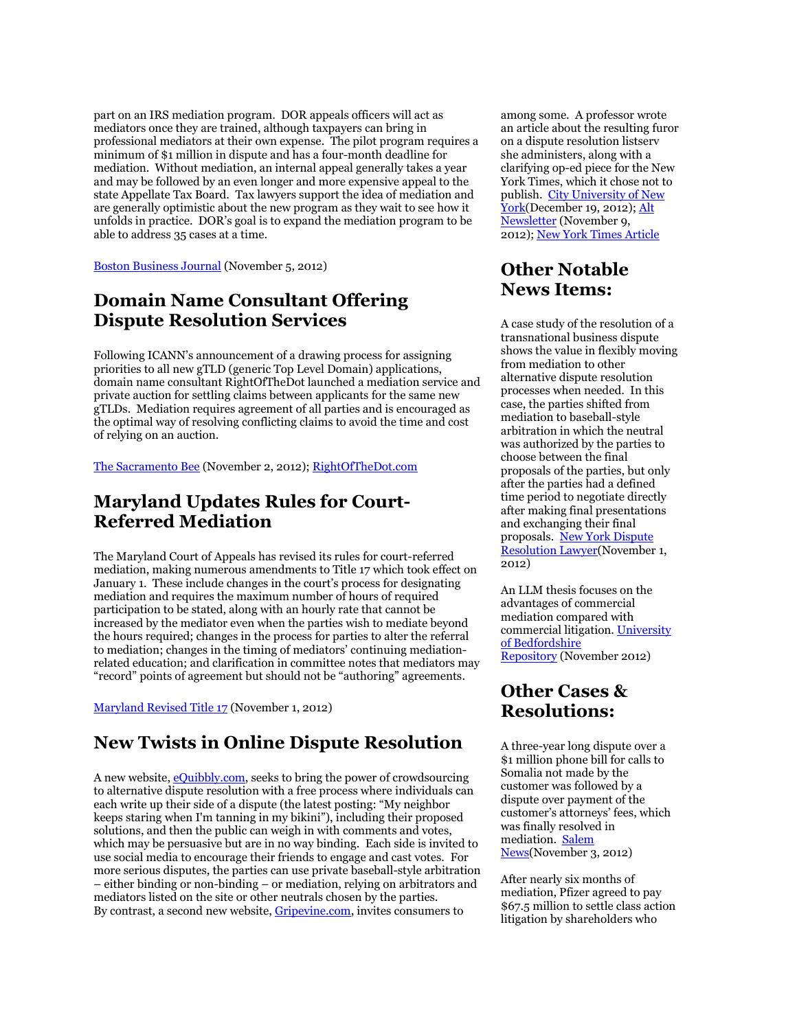part on an IRS mediation program. DOR appeals officers will act as mediators once they are trained, although taxpayers can bring in professional mediators at their own expense. The pilot program requires a minimum of $1 million in dispute and has a four-month deadline for mediation. Without mediation, an internal appeal generally takes a year and may be followed by an even longer and more expensive appeal to the state Appellate Tax Board. Tax lawyers support the idea of mediation and are generally optimistic about the new program as they wait to see how it unfolds in practice. DOR's goal is to expand the mediation program to be able to address 35 cases at a time.

Boston Business Journal (November 5, 2012)

## Domain Name Consultant Offering Dispute Resolution Services

Following ICANN's announcement of a drawing process for assigning priorities to all new gTLD (generic Top Level Domain) applications, domain name consultant RightOfTheDot launched a mediation service and private auction for settling claims between applicants for the same new gTLDs. Mediation requires agreement of all parties and is encouraged as the optimal way of resolving conflicting claims to avoid the time and cost of relying on an auction.

The Sacramento Bee (November 2, 2012); RightOfTheDot.com

## Maryland Updates Rules for Court-Referred Mediation

The Maryland Court of Appeals has revised its rules for court-referred mediation, making numerous amendments to Title 17 which took effect on January 1. These include changes in the court's process for designating mediation and requires the maximum number of hours of required participation to be stated, along with an hourly rate that cannot be increased by the mediator even when the parties wish to mediate beyond the hours required; changes in the process for parties to alter the referral to mediation; changes in the timing of mediators' continuing mediation-related education; and clarification in committee notes that mediators may "record" points of agreement but should not be "authoring" agreements.

Maryland Revised Title 17 (November 1, 2012)

## New Twists in Online Dispute Resolution

A new website, eQuibbly.com, seeks to bring the power of crowdsourcing to alternative dispute resolution with a free process where individuals can each write up their side of a dispute (the latest posting: "My neighbor keeps staring when I'm tanning in my bikini"), including their proposed solutions, and then the public can weigh in with comments and votes, which may be persuasive but are in no way binding. Each side is invited to use social media to encourage their friends to engage and cast votes. For more serious disputes, the parties can use private baseball-style arbitration – either binding or non-binding – or mediation, relying on arbitrators and mediators listed on the site or other neutrals chosen by the parties. By contrast, a second new website, Gripevine.com, invites consumers to

among some. A professor wrote an article about the resulting furor on a dispute resolution listserv she administers, along with a clarifying op-ed piece for the New York Times, which it chose not to publish. City University of New York(December 19, 2012); Alt Newsletter (November 9, 2012); New York Times Article

## Other Notable News Items:

A case study of the resolution of a transnational business dispute shows the value in flexibly moving from mediation to other alternative dispute resolution processes when needed. In this case, the parties shifted from mediation to baseball-style arbitration in which the neutral was authorized by the parties to choose between the final proposals of the parties, but only after the parties had a defined time period to negotiate directly after making final presentations and exchanging their final proposals. New York Dispute Resolution Lawyer(November 1, 2012)

An LLM thesis focuses on the advantages of commercial mediation compared with commercial litigation. University of Bedfordshire Repository (November 2012)

## Other Cases & Resolutions:

A three-year long dispute over a $1 million phone bill for calls to Somalia not made by the customer was followed by a dispute over payment of the customer's attorneys' fees, which was finally resolved in mediation. Salem News(November 3, 2012)

After nearly six months of mediation, Pfizer agreed to pay $67.5 million to settle class action litigation by shareholders who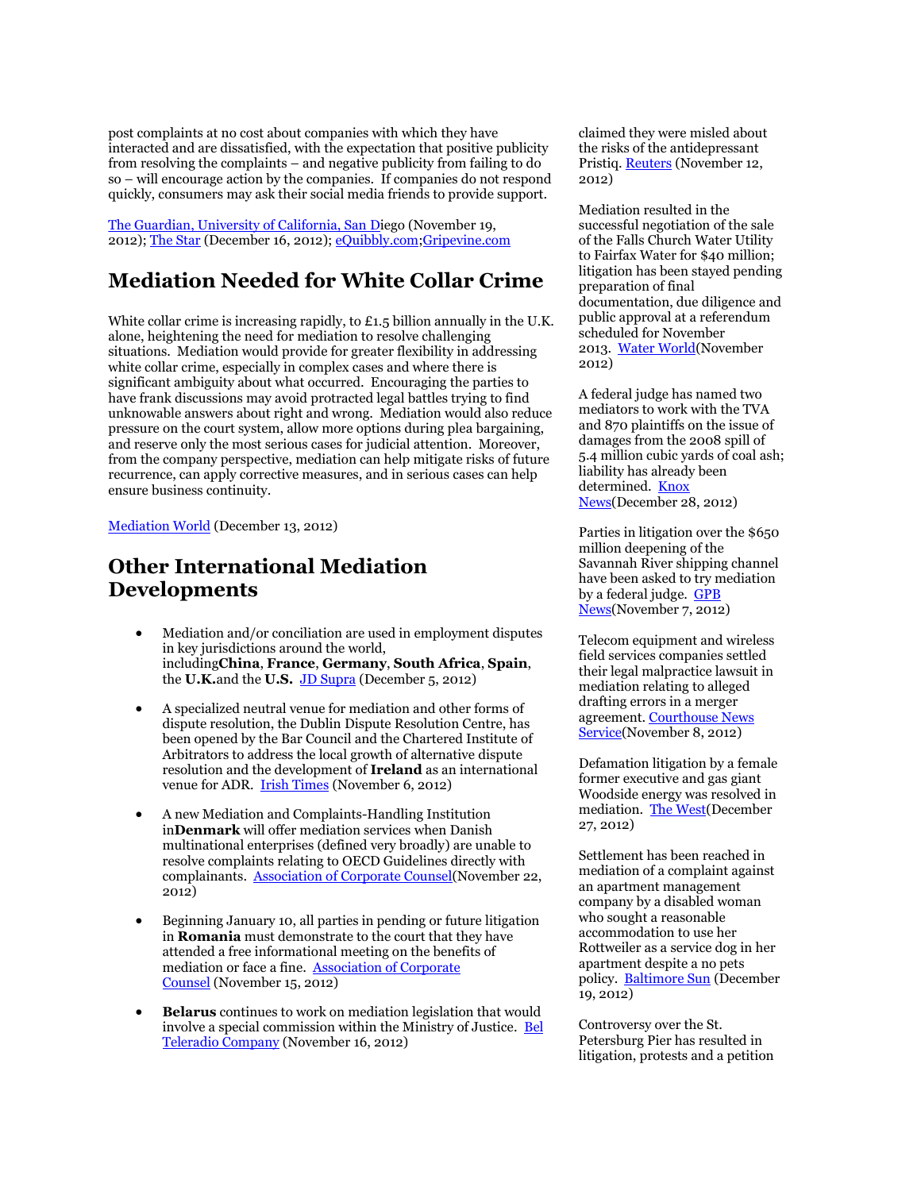post complaints at no cost about companies with which they have interacted and are dissatisfied, with the expectation that positive publicity from resolving the complaints – and negative publicity from failing to do so – will encourage action by the companies. If companies do not respond quickly, consumers may ask their social media friends to provide support.

The Guardian, University of California, San Diego (November 19, 2012); The Star (December 16, 2012); eQuibbly.com;Gripevine.com

## Mediation Needed for White Collar Crime

White collar crime is increasing rapidly, to £1.5 billion annually in the U.K. alone, heightening the need for mediation to resolve challenging situations. Mediation would provide for greater flexibility in addressing white collar crime, especially in complex cases and where there is significant ambiguity about what occurred. Encouraging the parties to have frank discussions may avoid protracted legal battles trying to find unknowable answers about right and wrong. Mediation would also reduce pressure on the court system, allow more options during plea bargaining, and reserve only the most serious cases for judicial attention. Moreover, from the company perspective, mediation can help mitigate risks of future recurrence, can apply corrective measures, and in serious cases can help ensure business continuity.

Mediation World (December 13, 2012)

## Other International Mediation Developments

- Mediation and/or conciliation are used in employment disputes in key jurisdictions around the world, including **China**, **France**, **Germany**, **South Africa**, **Spain**, the **U.K.** and the **U.S.** JD Supra (December 5, 2012)
- A specialized neutral venue for mediation and other forms of dispute resolution, the Dublin Dispute Resolution Centre, has been opened by the Bar Council and the Chartered Institute of Arbitrators to address the local growth of alternative dispute resolution and the development of **Ireland** as an international venue for ADR. Irish Times (November 6, 2012)
- A new Mediation and Complaints-Handling Institution in **Denmark** will offer mediation services when Danish multinational enterprises (defined very broadly) are unable to resolve complaints relating to OECD Guidelines directly with complainants. Association of Corporate Counsel (November 22, 2012)
- Beginning January 10, all parties in pending or future litigation in **Romania** must demonstrate to the court that they have attended a free informational meeting on the benefits of mediation or face a fine. Association of Corporate Counsel (November 15, 2012)
- **Belarus** continues to work on mediation legislation that would involve a special commission within the Ministry of Justice. Bel Teleradio Company (November 16, 2012)

claimed they were misled about the risks of the antidepressant Pristiq. Reuters (November 12, 2012)

Mediation resulted in the successful negotiation of the sale of the Falls Church Water Utility to Fairfax Water for $40 million; litigation has been stayed pending preparation of final documentation, due diligence and public approval at a referendum scheduled for November 2013. Water World (November 2012)

A federal judge has named two mediators to work with the TVA and 870 plaintiffs on the issue of damages from the 2008 spill of 5.4 million cubic yards of coal ash; liability has already been determined. Knox News (December 28, 2012)

Parties in litigation over the $650 million deepening of the Savannah River shipping channel have been asked to try mediation by a federal judge. GPB News (November 7, 2012)

Telecom equipment and wireless field services companies settled their legal malpractice lawsuit in mediation relating to alleged drafting errors in a merger agreement. Courthouse News Service (November 8, 2012)

Defamation litigation by a female former executive and gas giant Woodside energy was resolved in mediation. The West (December 27, 2012)

Settlement has been reached in mediation of a complaint against an apartment management company by a disabled woman who sought a reasonable accommodation to use her Rottweiler as a service dog in her apartment despite a no pets policy. Baltimore Sun (December 19, 2012)

Controversy over the St. Petersburg Pier has resulted in litigation, protests and a petition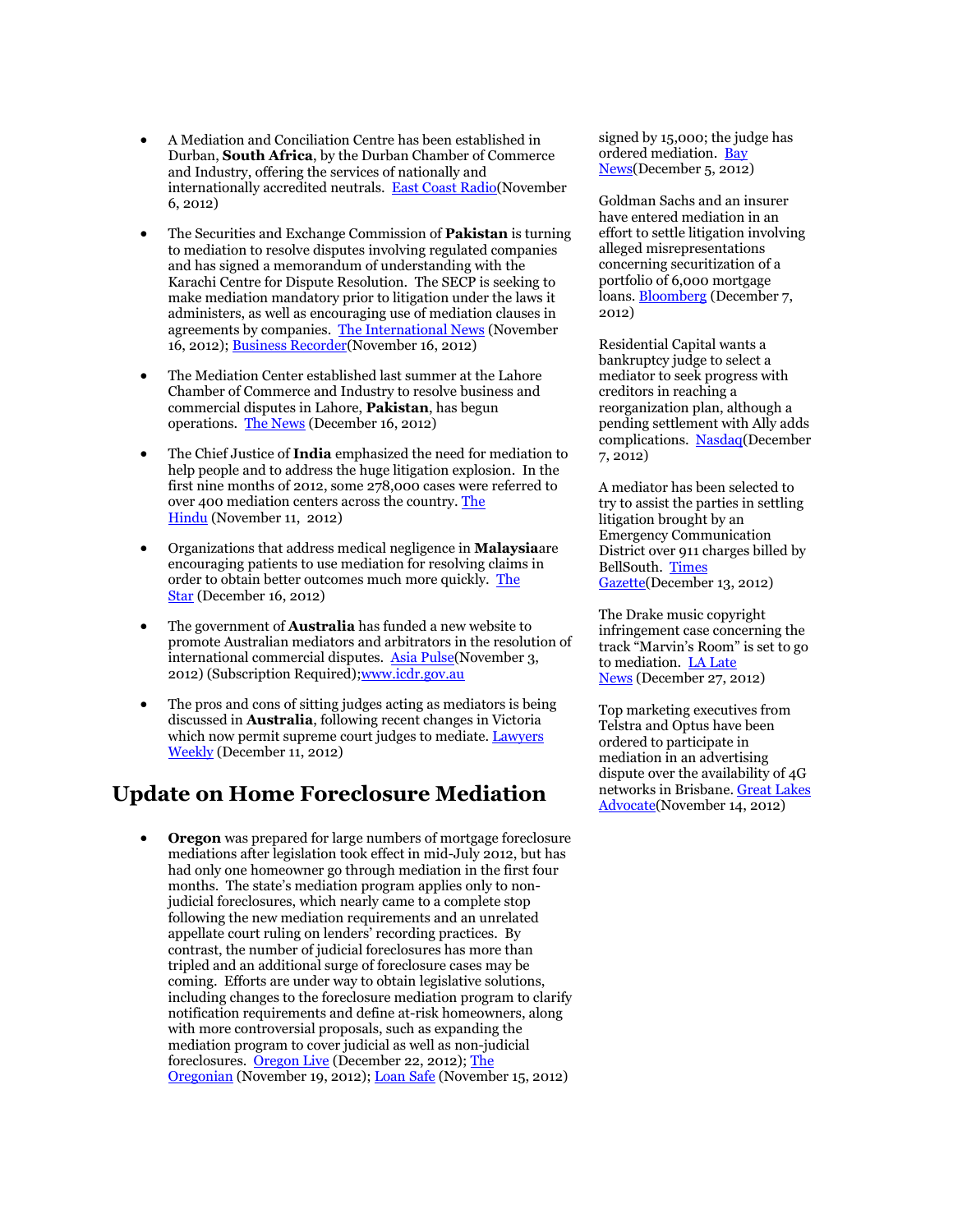- A Mediation and Conciliation Centre has been established in Durban, **South Africa**, by the Durban Chamber of Commerce and Industry, offering the services of nationally and internationally accredited neutrals. East Coast Radio(November 6, 2012)

- The Securities and Exchange Commission of **Pakistan** is turning to mediation to resolve disputes involving regulated companies and has signed a memorandum of understanding with the Karachi Centre for Dispute Resolution. The SECP is seeking to make mediation mandatory prior to litigation under the laws it administers, as well as encouraging use of mediation clauses in agreements by companies. The International News (November 16, 2012); Business Recorder(November 16, 2012)

- The Mediation Center established last summer at the Lahore Chamber of Commerce and Industry to resolve business and commercial disputes in Lahore, **Pakistan**, has begun operations. The News (December 16, 2012)

- The Chief Justice of **India** emphasized the need for mediation to help people and to address the huge litigation explosion. In the first nine months of 2012, some 278,000 cases were referred to over 400 mediation centers across the country. The Hindu (November 11, 2012)

- Organizations that address medical negligence in **Malaysia**are encouraging patients to use mediation for resolving claims in order to obtain better outcomes much more quickly. The Star (December 16, 2012)

- The government of **Australia** has funded a new website to promote Australian mediators and arbitrators in the resolution of international commercial disputes. Asia Pulse(November 3, 2012) (Subscription Required);www.icdr.gov.au

- The pros and cons of sitting judges acting as mediators is being discussed in **Australia**, following recent changes in Victoria which now permit supreme court judges to mediate. Lawyers Weekly (December 11, 2012)

## Update on Home Foreclosure Mediation

- **Oregon** was prepared for large numbers of mortgage foreclosure mediations after legislation took effect in mid-July 2012, but has had only one homeowner go through mediation in the first four months. The state's mediation program applies only to non-judicial foreclosures, which nearly came to a complete stop following the new mediation requirements and an unrelated appellate court ruling on lenders' recording practices. By contrast, the number of judicial foreclosures has more than tripled and an additional surge of foreclosure cases may be coming. Efforts are under way to obtain legislative solutions, including changes to the foreclosure mediation program to clarify notification requirements and define at-risk homeowners, along with more controversial proposals, such as expanding the mediation program to cover judicial as well as non-judicial foreclosures. Oregon Live (December 22, 2012); The Oregonian (November 19, 2012); Loan Safe (November 15, 2012)

signed by 15,000; the judge has ordered mediation. Bay News(December 5, 2012)

Goldman Sachs and an insurer have entered mediation in an effort to settle litigation involving alleged misrepresentations concerning securitization of a portfolio of 6,000 mortgage loans. Bloomberg (December 7, 2012)

Residential Capital wants a bankruptcy judge to select a mediator to seek progress with creditors in reaching a reorganization plan, although a pending settlement with Ally adds complications. Nasdaq(December 7, 2012)

A mediator has been selected to try to assist the parties in settling litigation brought by an Emergency Communication District over 911 charges billed by BellSouth. Times Gazette(December 13, 2012)

The Drake music copyright infringement case concerning the track "Marvin's Room" is set to go to mediation. LA Late News (December 27, 2012)

Top marketing executives from Telstra and Optus have been ordered to participate in mediation in an advertising dispute over the availability of 4G networks in Brisbane. Great Lakes Advocate(November 14, 2012)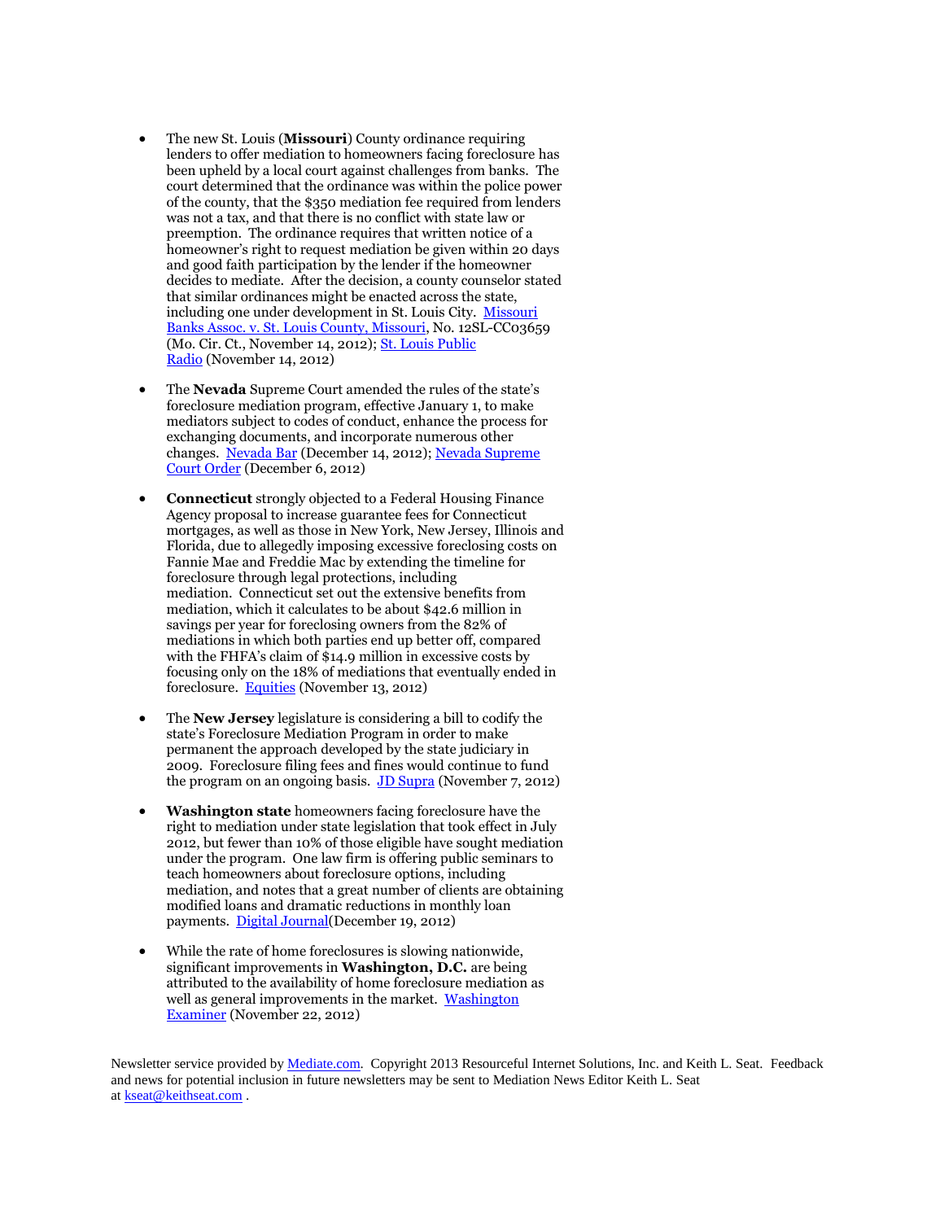- The new St. Louis (**Missouri**) County ordinance requiring lenders to offer mediation to homeowners facing foreclosure has been upheld by a local court against challenges from banks. The court determined that the ordinance was within the police power of the county, that the $350 mediation fee required from lenders was not a tax, and that there is no conflict with state law or preemption. The ordinance requires that written notice of a homeowner's right to request mediation be given within 20 days and good faith participation by the lender if the homeowner decides to mediate. After the decision, a county counselor stated that similar ordinances might be enacted across the state, including one under development in St. Louis City. [Missouri Banks Assoc. v. St. Louis County, Missouri](), No. 12SL-CC03659 (Mo. Cir. Ct., November 14, 2012); [St. Louis Public Radio]() (November 14, 2012)

- The **Nevada** Supreme Court amended the rules of the state's foreclosure mediation program, effective January 1, to make mediators subject to codes of conduct, enhance the process for exchanging documents, and incorporate numerous other changes. [Nevada Bar]() (December 14, 2012); [Nevada Supreme Court Order]() (December 6, 2012)

- **Connecticut** strongly objected to a Federal Housing Finance Agency proposal to increase guarantee fees for Connecticut mortgages, as well as those in New York, New Jersey, Illinois and Florida, due to allegedly imposing excessive foreclosing costs on Fannie Mae and Freddie Mac by extending the timeline for foreclosure through legal protections, including mediation. Connecticut set out the extensive benefits from mediation, which it calculates to be about $42.6 million in savings per year for foreclosing owners from the 82% of mediations in which both parties end up better off, compared with the FHFA's claim of $14.9 million in excessive costs by focusing only on the 18% of mediations that eventually ended in foreclosure. [Equities]() (November 13, 2012)

- The **New Jersey** legislature is considering a bill to codify the state's Foreclosure Mediation Program in order to make permanent the approach developed by the state judiciary in 2009. Foreclosure filing fees and fines would continue to fund the program on an ongoing basis. [JD Supra]() (November 7, 2012)

- **Washington state** homeowners facing foreclosure have the right to mediation under state legislation that took effect in July 2012, but fewer than 10% of those eligible have sought mediation under the program. One law firm is offering public seminars to teach homeowners about foreclosure options, including mediation, and notes that a great number of clients are obtaining modified loans and dramatic reductions in monthly loan payments. [Digital Journal]()(December 19, 2012)

- While the rate of home foreclosures is slowing nationwide, significant improvements in **Washington, D.C.** are being attributed to the availability of home foreclosure mediation as well as general improvements in the market. [Washington Examiner]() (November 22, 2012)

Newsletter service provided by [Mediate.com](). Copyright 2013 Resourceful Internet Solutions, Inc. and Keith L. Seat. Feedback and news for potential inclusion in future newsletters may be sent to Mediation News Editor Keith L. Seat at [kseat@keithseat.com]() .